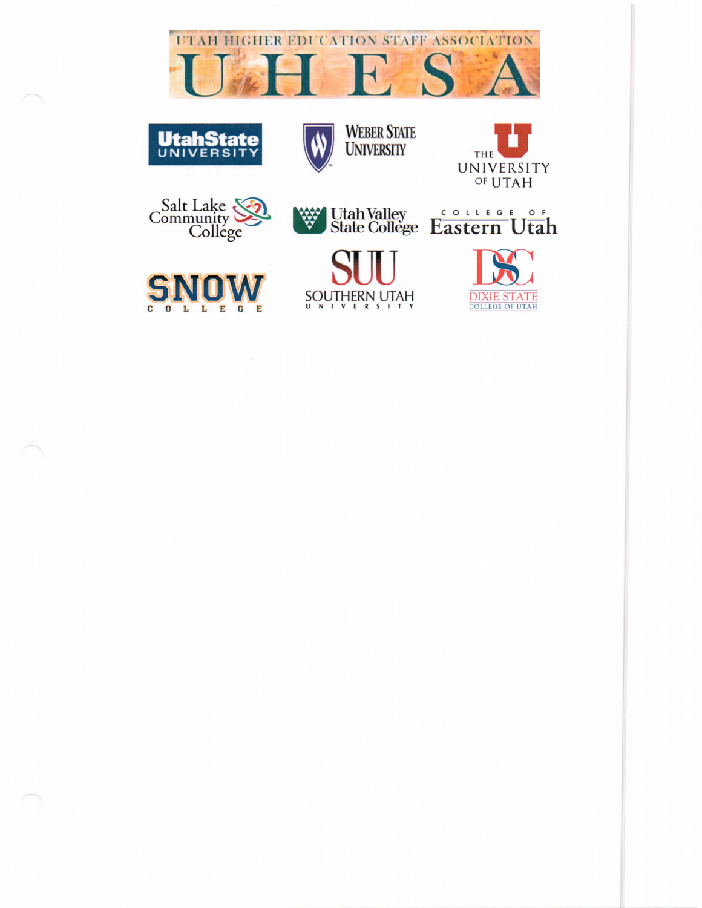# UTAH HIGHER EDUCATION STAFF ASSOCIATION

# U H E S A

Utah State University

Weber State University

The University of Utah

Salt Lake Community College

Utah Valley State College

College of Eastern Utah

Snow College

SUU Southern Utah University

DSC Dixie State College of Utah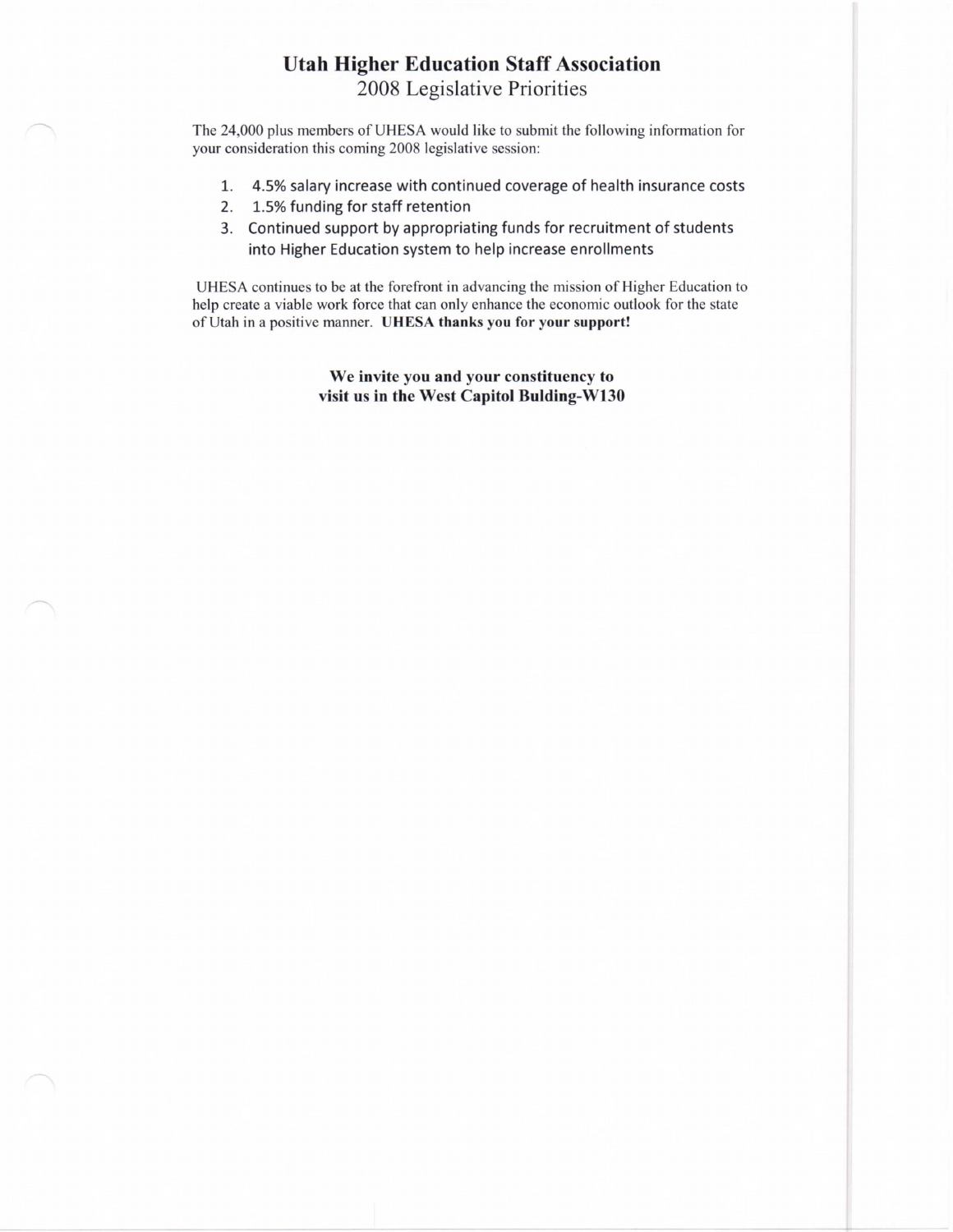# Utah Higher Education Staff Association

## 2008 Legislative Priorities

The 24,000 plus members of UHESA would like to submit the following information for your consideration this coming 2008 legislative session:

1. 4.5% salary increase with continued coverage of health insurance costs
2. 1.5% funding for staff retention
3. Continued support by appropriating funds for recruitment of students into Higher Education system to help increase enrollments

UHESA continues to be at the forefront in advancing the mission of Higher Education to help create a viable work force that can only enhance the economic outlook for the state of Utah in a positive manner. **UHESA thanks you for your support!**

**We invite you and your constituency to visit us in the West Capitol Bulding-W130**